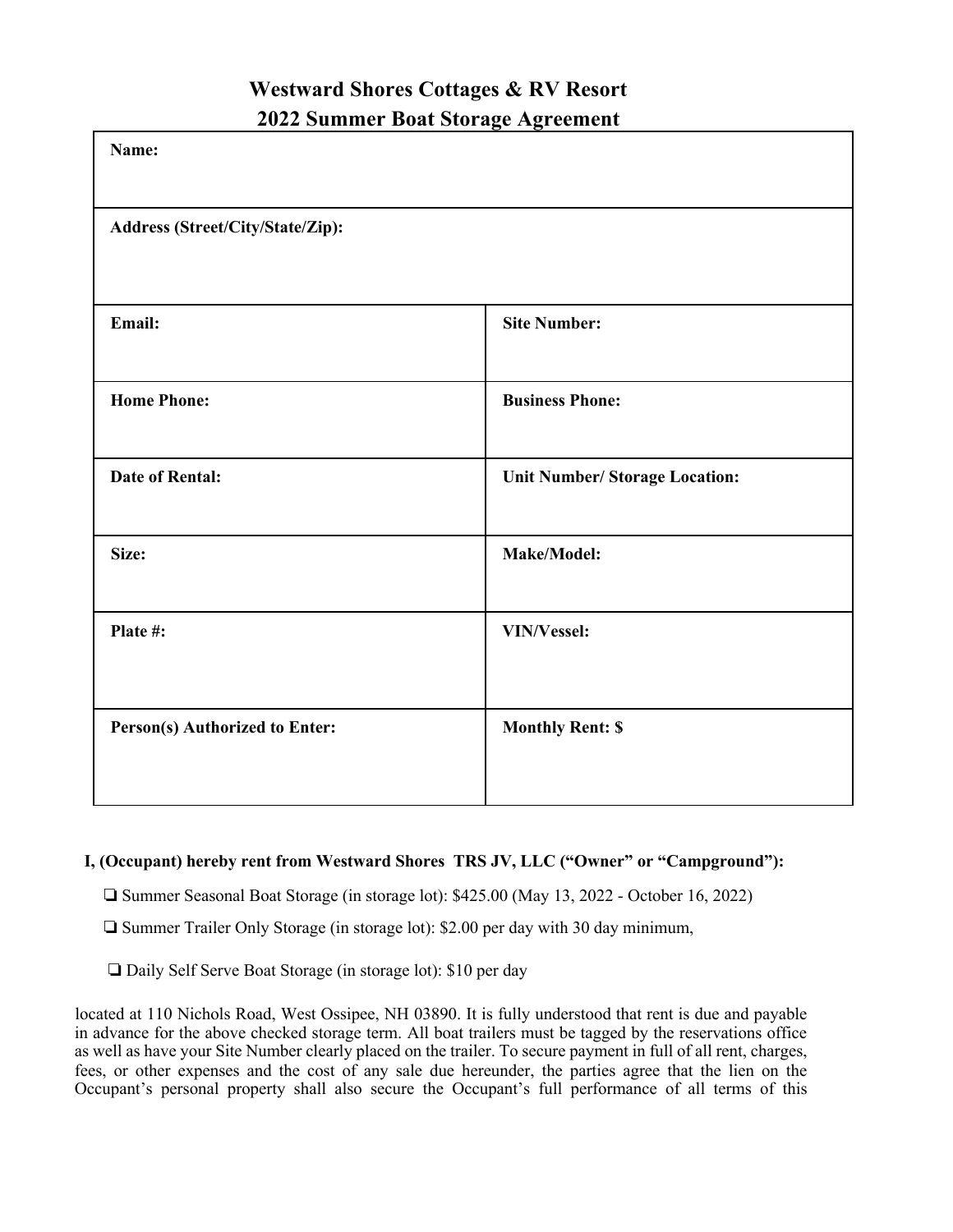# Westward Shores Cottages & RV Resort
## 2022 Summer Boat Storage Agreement

| **Name:** | |
|---|---|
| **Address (Street/City/State/Zip):** | |
| **Email:** | **Site Number:** |
| **Home Phone:** | **Business Phone:** |
| **Date of Rental:** | **Unit Number/ Storage Location:** |
| **Size:** | **Make/Model:** |
| **Plate #:** | **VIN/Vessel:** |
| **Person(s) Authorized to Enter:** | **Monthly Rent: $** |

**I, (Occupant) hereby rent from Westward Shores TRS JV, LLC ("Owner" or "Campground"):**

- ❏ Summer Seasonal Boat Storage (in storage lot): $425.00 (May 13, 2022 - October 16, 2022)
- ❏ Summer Trailer Only Storage (in storage lot): $2.00 per day with 30 day minimum,
- ❏ Daily Self Serve Boat Storage (in storage lot): $10 per day

located at 110 Nichols Road, West Ossipee, NH 03890. It is fully understood that rent is due and payable in advance for the above checked storage term. All boat trailers must be tagged by the reservations office as well as have your Site Number clearly placed on the trailer. To secure payment in full of all rent, charges, fees, or other expenses and the cost of any sale due hereunder, the parties agree that the lien on the Occupant's personal property shall also secure the Occupant's full performance of all terms of this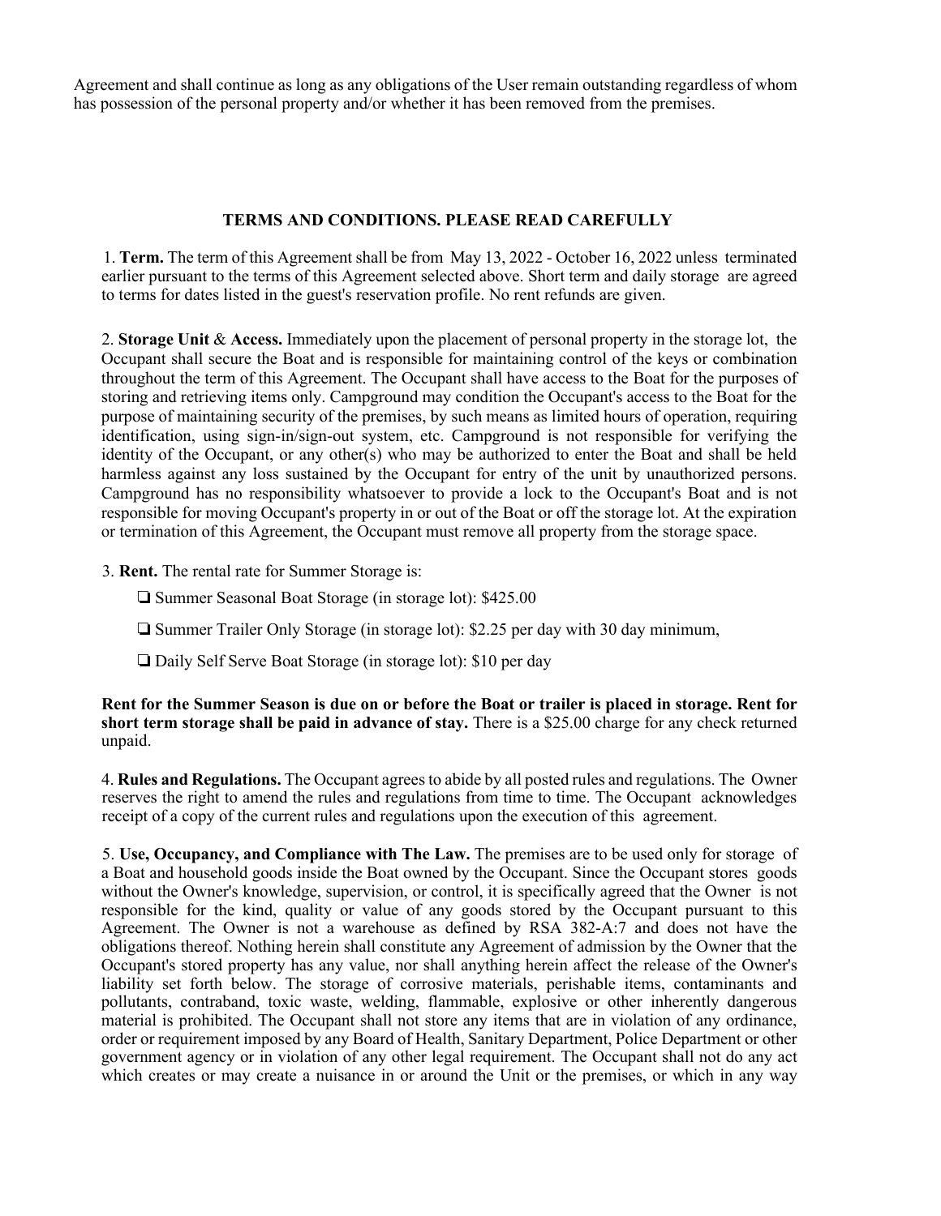Agreement and shall continue as long as any obligations of the User remain outstanding regardless of whom has possession of the personal property and/or whether it has been removed from the premises.

## TERMS AND CONDITIONS. PLEASE READ CAREFULLY

1. **Term.** The term of this Agreement shall be from May 13, 2022 - October 16, 2022 unless terminated earlier pursuant to the terms of this Agreement selected above. Short term and daily storage are agreed to terms for dates listed in the guest's reservation profile. No rent refunds are given.

2. **Storage Unit** & **Access.** Immediately upon the placement of personal property in the storage lot, the Occupant shall secure the Boat and is responsible for maintaining control of the keys or combination throughout the term of this Agreement. The Occupant shall have access to the Boat for the purposes of storing and retrieving items only. Campground may condition the Occupant's access to the Boat for the purpose of maintaining security of the premises, by such means as limited hours of operation, requiring identification, using sign-in/sign-out system, etc. Campground is not responsible for verifying the identity of the Occupant, or any other(s) who may be authorized to enter the Boat and shall be held harmless against any loss sustained by the Occupant for entry of the unit by unauthorized persons. Campground has no responsibility whatsoever to provide a lock to the Occupant's Boat and is not responsible for moving Occupant's property in or out of the Boat or off the storage lot. At the expiration or termination of this Agreement, the Occupant must remove all property from the storage space.

3. **Rent.** The rental rate for Summer Storage is:

❏ Summer Seasonal Boat Storage (in storage lot): $425.00

❏ Summer Trailer Only Storage (in storage lot): $2.25 per day with 30 day minimum,

❏ Daily Self Serve Boat Storage (in storage lot): $10 per day

**Rent for the Summer Season is due on or before the Boat or trailer is placed in storage. Rent for short term storage shall be paid in advance of stay.** There is a $25.00 charge for any check returned unpaid.

4. **Rules and Regulations.** The Occupant agrees to abide by all posted rules and regulations. The Owner reserves the right to amend the rules and regulations from time to time. The Occupant acknowledges receipt of a copy of the current rules and regulations upon the execution of this agreement.

5. **Use, Occupancy, and Compliance with The Law.** The premises are to be used only for storage of a Boat and household goods inside the Boat owned by the Occupant. Since the Occupant stores goods without the Owner's knowledge, supervision, or control, it is specifically agreed that the Owner is not responsible for the kind, quality or value of any goods stored by the Occupant pursuant to this Agreement. The Owner is not a warehouse as defined by RSA 382-A:7 and does not have the obligations thereof. Nothing herein shall constitute any Agreement of admission by the Owner that the Occupant's stored property has any value, nor shall anything herein affect the release of the Owner's liability set forth below. The storage of corrosive materials, perishable items, contaminants and pollutants, contraband, toxic waste, welding, flammable, explosive or other inherently dangerous material is prohibited. The Occupant shall not store any items that are in violation of any ordinance, order or requirement imposed by any Board of Health, Sanitary Department, Police Department or other government agency or in violation of any other legal requirement. The Occupant shall not do any act which creates or may create a nuisance in or around the Unit or the premises, or which in any way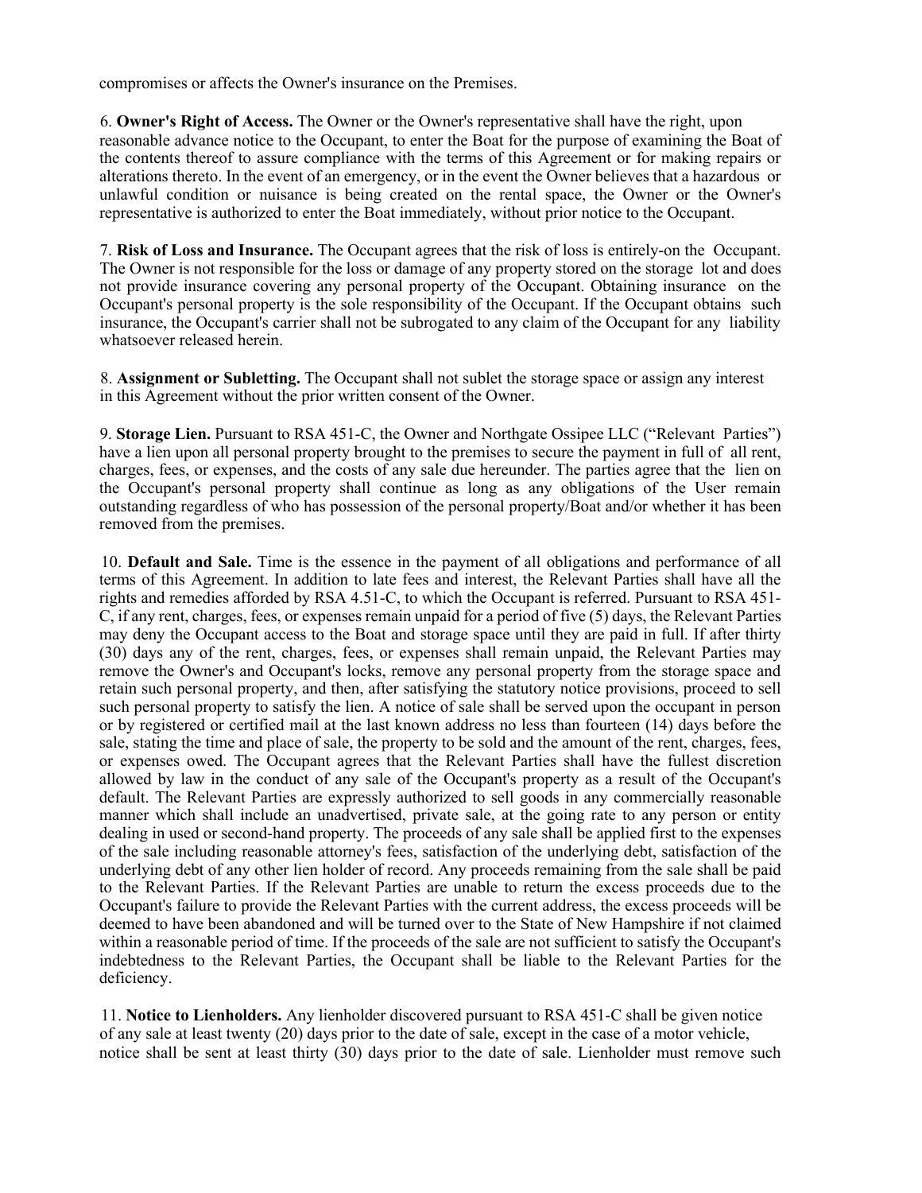compromises or affects the Owner's insurance on the Premises.

6. **Owner's Right of Access.** The Owner or the Owner's representative shall have the right, upon reasonable advance notice to the Occupant, to enter the Boat for the purpose of examining the Boat of the contents thereof to assure compliance with the terms of this Agreement or for making repairs or alterations thereto. In the event of an emergency, or in the event the Owner believes that a hazardous or unlawful condition or nuisance is being created on the rental space, the Owner or the Owner's representative is authorized to enter the Boat immediately, without prior notice to the Occupant.

7. **Risk of Loss and Insurance.** The Occupant agrees that the risk of loss is entirely-on the Occupant. The Owner is not responsible for the loss or damage of any property stored on the storage lot and does not provide insurance covering any personal property of the Occupant. Obtaining insurance on the Occupant's personal property is the sole responsibility of the Occupant. If the Occupant obtains such insurance, the Occupant's carrier shall not be subrogated to any claim of the Occupant for any liability whatsoever released herein.

8. **Assignment or Subletting.** The Occupant shall not sublet the storage space or assign any interest in this Agreement without the prior written consent of the Owner.

9. **Storage Lien.** Pursuant to RSA 451-C, the Owner and Northgate Ossipee LLC ("Relevant Parties") have a lien upon all personal property brought to the premises to secure the payment in full of all rent, charges, fees, or expenses, and the costs of any sale due hereunder. The parties agree that the lien on the Occupant's personal property shall continue as long as any obligations of the User remain outstanding regardless of who has possession of the personal property/Boat and/or whether it has been removed from the premises.

10. **Default and Sale.** Time is the essence in the payment of all obligations and performance of all terms of this Agreement. In addition to late fees and interest, the Relevant Parties shall have all the rights and remedies afforded by RSA 4.51-C, to which the Occupant is referred. Pursuant to RSA 451-C, if any rent, charges, fees, or expenses remain unpaid for a period of five (5) days, the Relevant Parties may deny the Occupant access to the Boat and storage space until they are paid in full. If after thirty (30) days any of the rent, charges, fees, or expenses shall remain unpaid, the Relevant Parties may remove the Owner's and Occupant's locks, remove any personal property from the storage space and retain such personal property, and then, after satisfying the statutory notice provisions, proceed to sell such personal property to satisfy the lien. A notice of sale shall be served upon the occupant in person or by registered or certified mail at the last known address no less than fourteen (14) days before the sale, stating the time and place of sale, the property to be sold and the amount of the rent, charges, fees, or expenses owed. The Occupant agrees that the Relevant Parties shall have the fullest discretion allowed by law in the conduct of any sale of the Occupant's property as a result of the Occupant's default. The Relevant Parties are expressly authorized to sell goods in any commercially reasonable manner which shall include an unadvertised, private sale, at the going rate to any person or entity dealing in used or second-hand property. The proceeds of any sale shall be applied first to the expenses of the sale including reasonable attorney's fees, satisfaction of the underlying debt, satisfaction of the underlying debt of any other lien holder of record. Any proceeds remaining from the sale shall be paid to the Relevant Parties. If the Relevant Parties are unable to return the excess proceeds due to the Occupant's failure to provide the Relevant Parties with the current address, the excess proceeds will be deemed to have been abandoned and will be turned over to the State of New Hampshire if not claimed within a reasonable period of time. If the proceeds of the sale are not sufficient to satisfy the Occupant's indebtedness to the Relevant Parties, the Occupant shall be liable to the Relevant Parties for the deficiency.

11. **Notice to Lienholders.** Any lienholder discovered pursuant to RSA 451-C shall be given notice of any sale at least twenty (20) days prior to the date of sale, except in the case of a motor vehicle, notice shall be sent at least thirty (30) days prior to the date of sale. Lienholder must remove such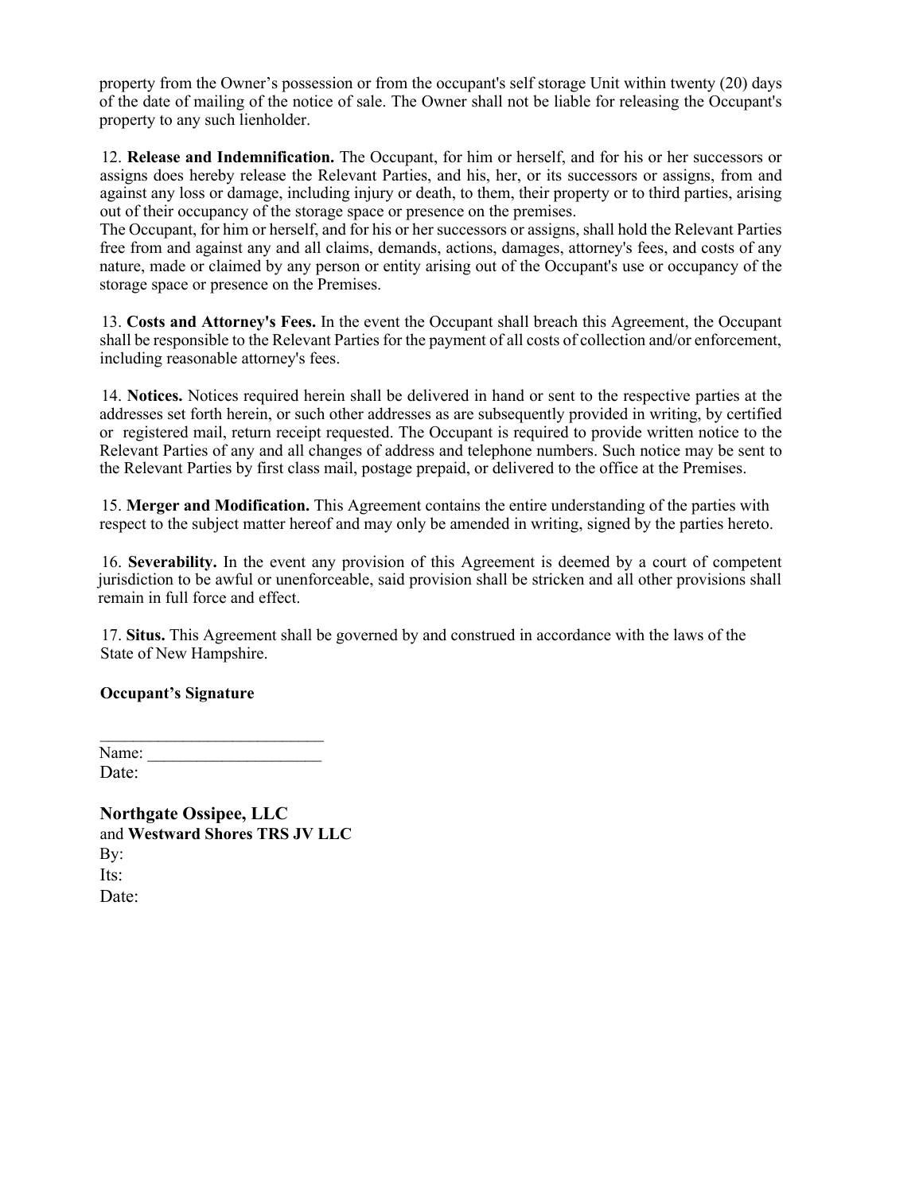property from the Owner’s possession or from the occupant's self storage Unit within twenty (20) days of the date of mailing of the notice of sale. The Owner shall not be liable for releasing the Occupant's property to any such lienholder.

12. **Release and Indemnification.** The Occupant, for him or herself, and for his or her successors or assigns does hereby release the Relevant Parties, and his, her, or its successors or assigns, from and against any loss or damage, including injury or death, to them, their property or to third parties, arising out of their occupancy of the storage space or presence on the premises.
The Occupant, for him or herself, and for his or her successors or assigns, shall hold the Relevant Parties free from and against any and all claims, demands, actions, damages, attorney's fees, and costs of any nature, made or claimed by any person or entity arising out of the Occupant's use or occupancy of the storage space or presence on the Premises.

13. **Costs and Attorney's Fees.** In the event the Occupant shall breach this Agreement, the Occupant shall be responsible to the Relevant Parties for the payment of all costs of collection and/or enforcement, including reasonable attorney's fees.

14. **Notices.** Notices required herein shall be delivered in hand or sent to the respective parties at the addresses set forth herein, or such other addresses as are subsequently provided in writing, by certified or registered mail, return receipt requested. The Occupant is required to provide written notice to the Relevant Parties of any and all changes of address and telephone numbers. Such notice may be sent to the Relevant Parties by first class mail, postage prepaid, or delivered to the office at the Premises.

15. **Merger and Modification.** This Agreement contains the entire understanding of the parties with respect to the subject matter hereof and may only be amended in writing, signed by the parties hereto.

16. **Severability.** In the event any provision of this Agreement is deemed by a court of competent jurisdiction to be awful or unenforceable, said provision shall be stricken and all other provisions shall remain in full force and effect.

17. **Situs.** This Agreement shall be governed by and construed in accordance with the laws of the State of New Hampshire.

**Occupant’s Signature**

___________________________
Name: _____________________
Date:

**Northgate Ossipee, LLC**
and **Westward Shores TRS JV LLC**
By:
Its:
Date: